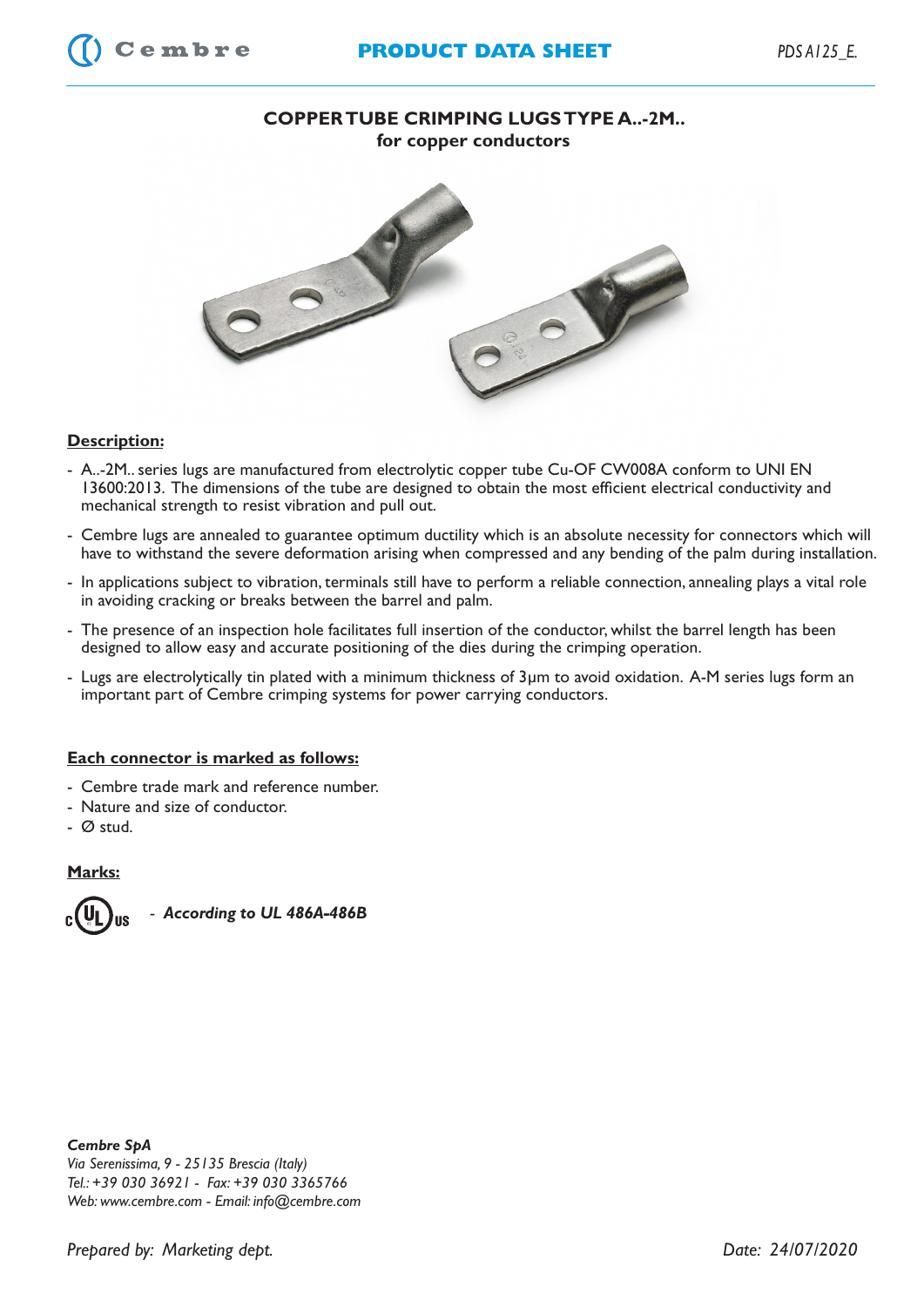# COPPER TUBE CRIMPING LUGS TYPE A..-2M..
**for copper conductors**

**Description:**

- A..-2M.. series lugs are manufactured from electrolytic copper tube Cu-OF CW008A conform to UNI EN 13600:2013. The dimensions of the tube are designed to obtain the most efficient electrical conductivity and mechanical strength to resist vibration and pull out.
- Cembre lugs are annealed to guarantee optimum ductility which is an absolute necessity for connectors which will have to withstand the severe deformation arising when compressed and any bending of the palm during installation.
- In applications subject to vibration, terminals still have to perform a reliable connection, annealing plays a vital role in avoiding cracking or breaks between the barrel and palm.
- The presence of an inspection hole facilitates full insertion of the conductor, whilst the barrel length has been designed to allow easy and accurate positioning of the dies during the crimping operation.
- Lugs are electrolytically tin plated with a minimum thickness of 3µm to avoid oxidation. A-M series lugs form an important part of Cembre crimping systems for power carrying conductors.

**Each connector is marked as follows:**

- Cembre trade mark and reference number.
- Nature and size of conductor.
- Ø stud.

**Marks:**

c UL us - ***According to UL 486A-486B***

***Cembre SpA***
*Via Serenissima, 9 - 25135 Brescia (Italy)*
*Tel.: +39 030 36921 - Fax: +39 030 3365766*
*Web: www.cembre.com - Email: info@cembre.com*

*Prepared by: Marketing dept.* *Date: 24/07/2020*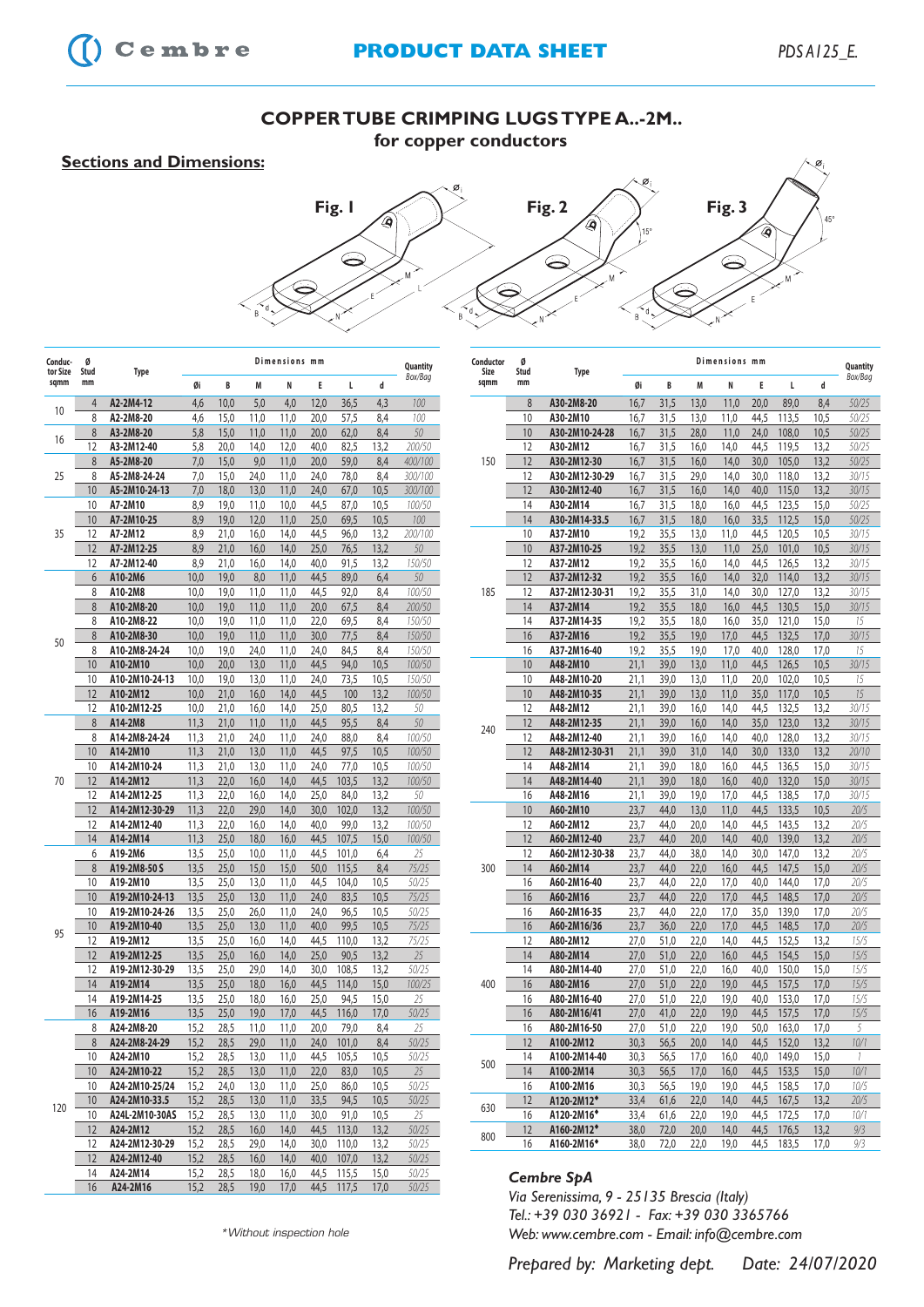# COPPER TUBE CRIMPING LUGS TYPE A..-2M..

## for copper conductors

### Sections and Dimensions:

Fig. 1

Fig. 2

Fig. 3

| Conductor Size sqmm | Ø Stud mm | Type | Øi | B | M | N | E | L | d | Quantity Box/Bag |
|---|---|---|---|---|---|---|---|---|---|---|
| 10 | 4 | A2-2M4-12 | 4,6 | 10,0 | 5,0 | 4,0 | 12,0 | 36,5 | 4,3 | 100 |
| | 8 | A2-2M8-20 | 4,6 | 15,0 | 11,0 | 11,0 | 20,0 | 57,5 | 8,4 | 100 |
| 16 | 8 | A3-2M8-20 | 5,8 | 15,0 | 11,0 | 11,0 | 20,0 | 62,0 | 8,4 | 50 |
| | 12 | A3-2M12-40 | 5,8 | 20,0 | 14,0 | 12,0 | 40,0 | 82,5 | 13,2 | 200/50 |
| 25 | 8 | A5-2M8-20 | 7,0 | 15,0 | 9,0 | 11,0 | 20,0 | 59,0 | 8,4 | 400/100 |
| | 8 | A5-2M8-24-24 | 7,0 | 15,0 | 24,0 | 11,0 | 24,0 | 78,0 | 8,4 | 300/100 |
| | 10 | A5-2M10-24-13 | 7,0 | 18,0 | 13,0 | 11,0 | 24,0 | 67,0 | 10,5 | 300/100 |
| 35 | 10 | A7-2M10 | 8,9 | 19,0 | 11,0 | 10,0 | 44,5 | 87,0 | 10,5 | 100/50 |
| | 10 | A7-2M10-25 | 8,9 | 19,0 | 12,0 | 11,0 | 25,0 | 69,5 | 10,5 | 100 |
| | 12 | A7-2M12 | 8,9 | 21,0 | 16,0 | 14,0 | 44,5 | 96,0 | 13,2 | 200/100 |
| | 12 | A7-2M12-25 | 8,9 | 21,0 | 16,0 | 14,0 | 25,0 | 76,5 | 13,2 | 50 |
| | 12 | A7-2M12-40 | 8,9 | 21,0 | 16,0 | 14,0 | 40,0 | 91,5 | 13,2 | 150/50 |
| 50 | 6 | A10-2M6 | 10,0 | 19,0 | 8,0 | 11,0 | 44,5 | 89,0 | 6,4 | 50 |
| | 8 | A10-2M8 | 10,0 | 19,0 | 11,0 | 11,0 | 44,5 | 92,0 | 8,4 | 100/50 |
| | 8 | A10-2M8-20 | 10,0 | 19,0 | 11,0 | 11,0 | 20,0 | 67,5 | 8,4 | 200/50 |
| | 8 | A10-2M8-22 | 10,0 | 19,0 | 11,0 | 11,0 | 22,0 | 69,5 | 8,4 | 150/50 |
| | 8 | A10-2M8-30 | 10,0 | 19,0 | 11,0 | 11,0 | 30,0 | 77,5 | 8,4 | 150/50 |
| | 8 | A10-2M8-24-24 | 10,0 | 19,0 | 24,0 | 11,0 | 24,0 | 84,5 | 8,4 | 150/50 |
| | 10 | A10-2M10 | 10,0 | 20,0 | 13,0 | 11,0 | 44,5 | 94,0 | 10,5 | 100/50 |
| | 10 | A10-2M10-24-13 | 10,0 | 19,0 | 13,0 | 11,0 | 24,0 | 73,5 | 10,5 | 150/50 |
| | 12 | A10-2M12 | 10,0 | 21,0 | 16,0 | 14,0 | 44,5 | 100 | 13,2 | 100/50 |
| | 12 | A10-2M12-25 | 10,0 | 21,0 | 16,0 | 14,0 | 25,0 | 80,5 | 13,2 | 50 |
| 70 | 8 | A14-2M8 | 11,3 | 21,0 | 11,0 | 11,0 | 44,5 | 95,5 | 8,4 | 50 |
| | 8 | A14-2M8-24-24 | 11,3 | 21,0 | 24,0 | 11,0 | 24,0 | 88,0 | 8,4 | 100/50 |
| | 10 | A14-2M10 | 11,3 | 21,0 | 13,0 | 11,0 | 44,5 | 97,5 | 10,5 | 100/50 |
| | 10 | A14-2M10-24 | 11,3 | 21,0 | 13,0 | 11,0 | 24,0 | 77,0 | 10,5 | 100/50 |
| | 12 | A14-2M12 | 11,3 | 22,0 | 16,0 | 14,0 | 44,5 | 103,5 | 13,2 | 100/50 |
| | 12 | A14-2M12-25 | 11,3 | 22,0 | 16,0 | 14,0 | 25,0 | 84,0 | 13,2 | 50 |
| | 12 | A14-2M12-30-29 | 11,3 | 22,0 | 29,0 | 14,0 | 30,0 | 102,0 | 13,2 | 100/50 |
| | 12 | A14-2M12-40 | 11,3 | 22,0 | 16,0 | 14,0 | 40,0 | 99,0 | 13,2 | 100/50 |
| | 14 | A14-2M14 | 11,3 | 25,0 | 18,0 | 16,0 | 44,5 | 107,5 | 15,0 | 100/50 |
| 95 | 6 | A19-2M6 | 13,5 | 25,0 | 10,0 | 11,0 | 44,5 | 101,0 | 6,4 | 25 |
| | 8 | A19-2M8-50 S | 13,5 | 25,0 | 15,0 | 15,0 | 50,0 | 115,5 | 8,4 | 75/25 |
| | 10 | A19-2M10 | 13,5 | 25,0 | 13,0 | 11,0 | 44,5 | 104,0 | 10,5 | 50/25 |
| | 10 | A19-2M10-24-13 | 13,5 | 25,0 | 13,0 | 11,0 | 24,0 | 83,5 | 10,5 | 75/25 |
| | 10 | A19-2M10-24-26 | 13,5 | 25,0 | 26,0 | 11,0 | 24,0 | 96,5 | 10,5 | 50/25 |
| | 10 | A19-2M10-40 | 13,5 | 25,0 | 13,0 | 11,0 | 40,0 | 99,5 | 10,5 | 75/25 |
| | 12 | A19-2M12 | 13,5 | 25,0 | 16,0 | 14,0 | 44,5 | 110,0 | 13,2 | 75/25 |
| | 12 | A19-2M12-25 | 13,5 | 25,0 | 16,0 | 14,0 | 25,0 | 90,5 | 13,2 | 25 |
| | 12 | A19-2M12-30-29 | 13,5 | 25,0 | 29,0 | 14,0 | 30,0 | 108,5 | 13,2 | 50/25 |
| | 14 | A19-2M14 | 13,5 | 25,0 | 18,0 | 16,0 | 44,5 | 114,0 | 15,0 | 100/25 |
| | 14 | A19-2M14-25 | 13,5 | 25,0 | 18,0 | 16,0 | 25,0 | 94,5 | 15,0 | 25 |
| | 16 | A19-2M16 | 13,5 | 25,0 | 19,0 | 17,0 | 44,5 | 116,0 | 17,0 | 50/25 |
| 120 | 8 | A24-2M8-20 | 15,2 | 28,5 | 11,0 | 11,0 | 20,0 | 79,0 | 8,4 | 25 |
| | 8 | A24-2M8-24-29 | 15,2 | 28,5 | 29,0 | 11,0 | 24,0 | 101,0 | 8,4 | 50/25 |
| | 10 | A24-2M10 | 15,2 | 28,5 | 13,0 | 11,0 | 44,5 | 105,0 | 10,5 | 50/25 |
| | 10 | A24-2M10-22 | 15,2 | 28,5 | 13,0 | 11,0 | 22,0 | 83,0 | 10,5 | 25 |
| | 10 | A24-2M10-25/24 | 15,2 | 24,0 | 13,0 | 11,0 | 25,0 | 86,0 | 10,5 | 50/25 |
| | 10 | A24-2M10-33.5 | 15,2 | 28,5 | 13,0 | 11,0 | 33,5 | 94,5 | 10,5 | 50/25 |
| | 10 | A24L-2M10-30AS | 15,2 | 28,5 | 13,0 | 11,0 | 30,0 | 91,0 | 10,5 | 25 |
| | 12 | A24-2M12 | 15,2 | 28,5 | 16,0 | 14,0 | 44,5 | 113,0 | 13,2 | 50/25 |
| | 12 | A24-2M12-30-29 | 15,2 | 28,5 | 29,0 | 14,0 | 30,0 | 110,0 | 13,2 | 50/25 |
| | 12 | A24-2M12-40 | 15,2 | 28,5 | 16,0 | 14,0 | 40,0 | 107,0 | 13,2 | 50/25 |
| | 14 | A24-2M14 | 15,2 | 28,5 | 18,0 | 16,0 | 44,5 | 115,5 | 15,0 | 50/25 |
| | 16 | A24-2M16 | 15,2 | 28,5 | 19,0 | 17,0 | 44,5 | 117,5 | 17,0 | 50/25 |
| 150 | 8 | A30-2M8-20 | 16,7 | 31,5 | 13,0 | 11,0 | 20,0 | 89,0 | 8,4 | 50/25 |
| | 10 | A30-2M10 | 16,7 | 31,5 | 13,0 | 11,0 | 44,5 | 113,5 | 10,5 | 50/25 |
| | 10 | A30-2M10-24-28 | 16,7 | 31,5 | 28,0 | 11,0 | 24,0 | 108,0 | 10,5 | 50/25 |
| | 12 | A30-2M12 | 16,7 | 31,5 | 16,0 | 14,0 | 44,5 | 119,5 | 13,2 | 50/25 |
| | 12 | A30-2M12-30 | 16,7 | 31,5 | 16,0 | 14,0 | 30,0 | 105,0 | 13,2 | 50/25 |
| | 12 | A30-2M12-30-29 | 16,7 | 31,5 | 29,0 | 14,0 | 30,0 | 118,0 | 13,2 | 30/15 |
| | 12 | A30-2M12-40 | 16,7 | 31,5 | 16,0 | 14,0 | 40,0 | 115,0 | 13,2 | 30/15 |
| | 14 | A30-2M14 | 16,7 | 31,5 | 18,0 | 16,0 | 44,5 | 123,5 | 15,0 | 50/25 |
| | 14 | A30-2M14-33.5 | 16,7 | 31,5 | 18,0 | 16,0 | 33,5 | 112,5 | 15,0 | 50/25 |
| 185 | 10 | A37-2M10 | 19,2 | 35,5 | 13,0 | 11,0 | 44,5 | 120,5 | 10,5 | 30/15 |
| | 10 | A37-2M10-25 | 19,2 | 35,5 | 13,0 | 11,0 | 25,0 | 101,0 | 10,5 | 30/15 |
| | 12 | A37-2M12 | 19,2 | 35,5 | 16,0 | 14,0 | 44,5 | 126,5 | 13,2 | 30/15 |
| | 12 | A37-2M12-32 | 19,2 | 35,5 | 16,0 | 14,0 | 32,0 | 114,0 | 13,2 | 30/15 |
| | 12 | A37-2M12-30-31 | 19,2 | 35,5 | 31,0 | 14,0 | 30,0 | 127,0 | 13,2 | 30/15 |
| | 14 | A37-2M14 | 19,2 | 35,5 | 18,0 | 16,0 | 44,5 | 130,5 | 15,0 | 30/15 |
| | 14 | A37-2M14-35 | 19,2 | 35,5 | 18,0 | 16,0 | 35,0 | 121,0 | 15,0 | 15 |
| | 16 | A37-2M16 | 19,2 | 35,5 | 19,0 | 17,0 | 44,5 | 132,5 | 17,0 | 30/15 |
| | 16 | A37-2M16-40 | 19,2 | 35,5 | 19,0 | 17,0 | 40,0 | 128,0 | 17,0 | 15 |
| 240 | 10 | A48-2M10 | 21,1 | 39,0 | 13,0 | 11,0 | 44,5 | 126,5 | 10,5 | 30/15 |
| | 10 | A48-2M10-20 | 21,1 | 39,0 | 13,0 | 11,0 | 20,0 | 102,0 | 10,5 | 15 |
| | 10 | A48-2M10-35 | 21,1 | 39,0 | 13,0 | 11,0 | 35,0 | 117,0 | 10,5 | 15 |
| | 12 | A48-2M12 | 21,1 | 39,0 | 16,0 | 14,0 | 44,5 | 132,5 | 13,2 | 30/15 |
| | 12 | A48-2M12-35 | 21,1 | 39,0 | 16,0 | 14,0 | 35,0 | 123,0 | 13,2 | 30/15 |
| | 12 | A48-2M12-40 | 21,1 | 39,0 | 16,0 | 14,0 | 40,0 | 128,0 | 13,2 | 30/15 |
| | 12 | A48-2M12-30-31 | 21,1 | 39,0 | 31,0 | 14,0 | 30,0 | 133,0 | 13,2 | 20/10 |
| | 14 | A48-2M14 | 21,1 | 39,0 | 18,0 | 16,0 | 44,5 | 136,5 | 15,0 | 30/15 |
| | 14 | A48-2M14-40 | 21,1 | 39,0 | 18,0 | 16,0 | 40,0 | 132,0 | 15,0 | 30/15 |
| | 16 | A48-2M16 | 21,1 | 39,0 | 19,0 | 17,0 | 44,5 | 138,5 | 17,0 | 30/15 |
| 300 | 10 | A60-2M10 | 23,7 | 44,0 | 13,0 | 11,0 | 44,5 | 133,5 | 10,5 | 20/5 |
| | 12 | A60-2M12 | 23,7 | 44,0 | 20,0 | 14,0 | 44,5 | 143,5 | 13,2 | 20/5 |
| | 12 | A60-2M12-40 | 23,7 | 44,0 | 20,0 | 14,0 | 40,0 | 139,0 | 13,2 | 20/5 |
| | 12 | A60-2M12-30-38 | 23,7 | 44,0 | 38,0 | 14,0 | 30,0 | 147,0 | 13,2 | 20/5 |
| | 14 | A60-2M14 | 23,7 | 44,0 | 22,0 | 16,0 | 44,5 | 147,5 | 15,0 | 20/5 |
| | 16 | A60-2M16-40 | 23,7 | 44,0 | 22,0 | 17,0 | 40,0 | 144,0 | 17,0 | 20/5 |
| | 16 | A60-2M16 | 23,7 | 44,0 | 22,0 | 17,0 | 44,5 | 148,5 | 17,0 | 20/5 |
| | 16 | A60-2M16-35 | 23,7 | 44,0 | 22,0 | 17,0 | 35,0 | 139,0 | 17,0 | 20/5 |
| | 16 | A60-2M16/36 | 23,7 | 36,0 | 22,0 | 17,0 | 44,5 | 148,5 | 17,0 | 20/5 |
| 400 | 12 | A80-2M12 | 27,0 | 51,0 | 22,0 | 14,0 | 44,5 | 152,5 | 13,2 | 15/5 |
| | 14 | A80-2M14 | 27,0 | 51,0 | 22,0 | 16,0 | 44,5 | 154,5 | 15,0 | 15/5 |
| | 14 | A80-2M14-40 | 27,0 | 51,0 | 22,0 | 16,0 | 40,0 | 150,0 | 15,0 | 15/5 |
| | 16 | A80-2M16 | 27,0 | 51,0 | 22,0 | 19,0 | 44,5 | 157,5 | 17,0 | 15/5 |
| | 16 | A80-2M16-40 | 27,0 | 51,0 | 22,0 | 19,0 | 40,0 | 153,0 | 17,0 | 15/5 |
| | 16 | A80-2M16/41 | 27,0 | 41,0 | 22,0 | 19,0 | 44,5 | 157,5 | 17,0 | 15/5 |
| | 16 | A80-2M16-50 | 27,0 | 51,0 | 22,0 | 19,0 | 50,0 | 163,0 | 17,0 | 5 |
| 500 | 12 | A100-2M12 | 30,3 | 56,5 | 20,0 | 14,0 | 44,5 | 152,0 | 13,2 | 10/1 |
| | 14 | A100-2M14-40 | 30,3 | 56,5 | 17,0 | 16,0 | 40,0 | 149,0 | 15,0 | 1 |
| | 14 | A100-2M14 | 30,3 | 56,5 | 17,0 | 16,0 | 44,5 | 153,5 | 15,0 | 10/1 |
| | 16 | A100-2M16 | 30,3 | 56,5 | 19,0 | 19,0 | 44,5 | 158,5 | 17,0 | 10/5 |
| 630 | 12 | A120-2M12* | 33,4 | 61,6 | 22,0 | 14,0 | 44,5 | 167,5 | 13,2 | 20/5 |
| | 16 | A120-2M16* | 33,4 | 61,6 | 22,0 | 19,0 | 44,5 | 172,5 | 17,0 | 10/1 |
| 800 | 12 | A160-2M12* | 38,0 | 72,0 | 20,0 | 14,0 | 44,5 | 176,5 | 13,2 | 9/3 |
| | 16 | A160-2M16* | 38,0 | 72,0 | 22,0 | 19,0 | 44,5 | 183,5 | 17,0 | 9/3 |

*Without inspection hole

***Cembre SpA***

*Via Serenissima, 9 - 25135 Brescia (Italy)*
*Tel.: +39 030 36921 - Fax: +39 030 3365766*
*Web: www.cembre.com - Email: info@cembre.com*

*Prepared by: Marketing dept.* *Date: 24/07/2020*